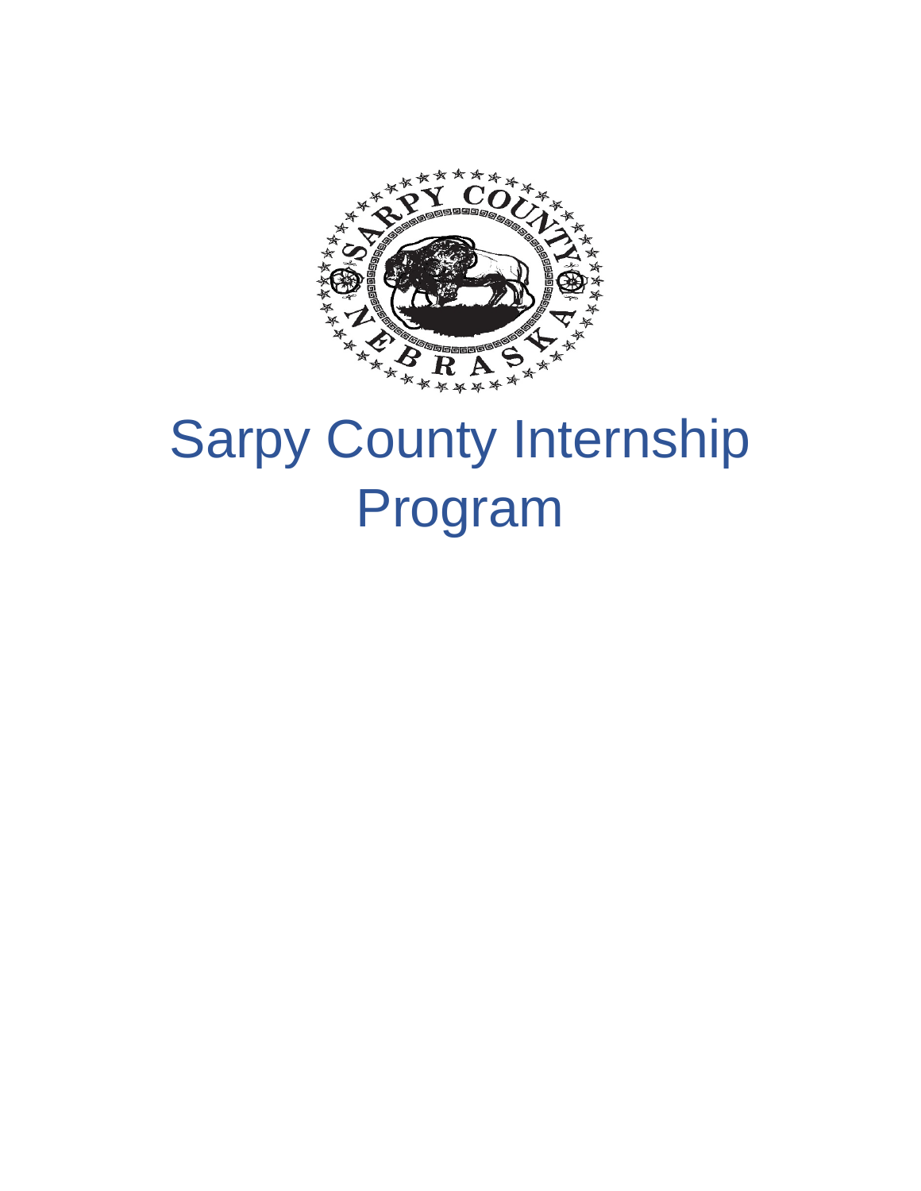# Sarpy County Internship Program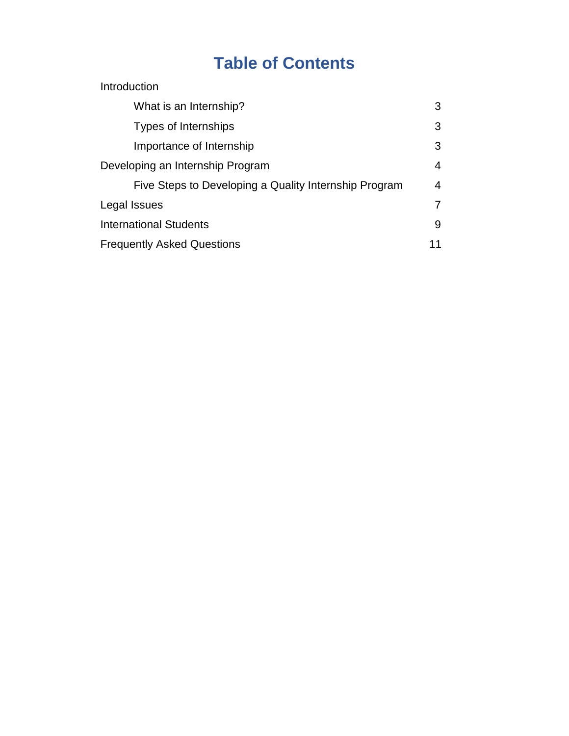# Table of Contents

| | |
|---|---|
| Introduction | |
| &nbsp;&nbsp;&nbsp;&nbsp;What is an Internship? | 3 |
| &nbsp;&nbsp;&nbsp;&nbsp;Types of Internships | 3 |
| &nbsp;&nbsp;&nbsp;&nbsp;Importance of Internship | 3 |
| Developing an Internship Program | 4 |
| &nbsp;&nbsp;&nbsp;&nbsp;Five Steps to Developing a Quality Internship Program | 4 |
| Legal Issues | 7 |
| International Students | 9 |
| Frequently Asked Questions | 11 |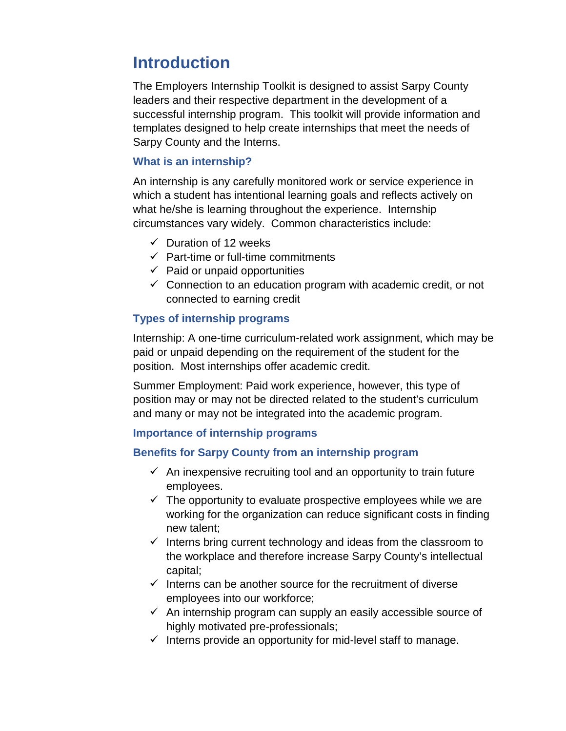# Introduction

The Employers Internship Toolkit is designed to assist Sarpy County leaders and their respective department in the development of a successful internship program. This toolkit will provide information and templates designed to help create internships that meet the needs of Sarpy County and the Interns.

### What is an internship?

An internship is any carefully monitored work or service experience in which a student has intentional learning goals and reflects actively on what he/she is learning throughout the experience. Internship circumstances vary widely. Common characteristics include:

- ✓ Duration of 12 weeks
- ✓ Part-time or full-time commitments
- ✓ Paid or unpaid opportunities
- ✓ Connection to an education program with academic credit, or not connected to earning credit

### Types of internship programs

Internship: A one-time curriculum-related work assignment, which may be paid or unpaid depending on the requirement of the student for the position. Most internships offer academic credit.

Summer Employment: Paid work experience, however, this type of position may or may not be directed related to the student's curriculum and many or may not be integrated into the academic program.

### Importance of internship programs

### Benefits for Sarpy County from an internship program

- ✓ An inexpensive recruiting tool and an opportunity to train future employees.
- ✓ The opportunity to evaluate prospective employees while we are working for the organization can reduce significant costs in finding new talent;
- ✓ Interns bring current technology and ideas from the classroom to the workplace and therefore increase Sarpy County's intellectual capital;
- ✓ Interns can be another source for the recruitment of diverse employees into our workforce;
- ✓ An internship program can supply an easily accessible source of highly motivated pre-professionals;
- ✓ Interns provide an opportunity for mid-level staff to manage.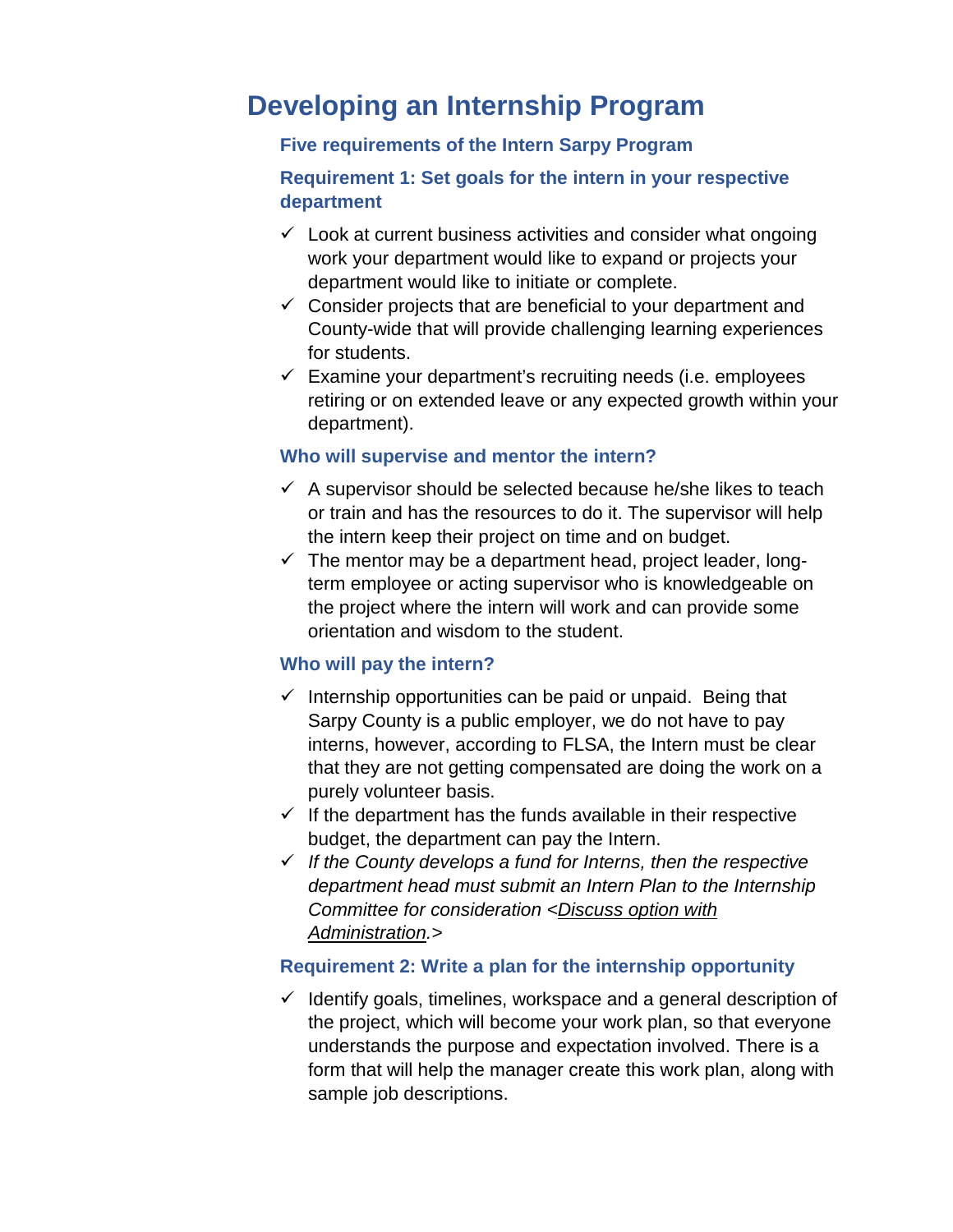# Developing an Internship Program

### Five requirements of the Intern Sarpy Program

### Requirement 1: Set goals for the intern in your respective department

- ✓ Look at current business activities and consider what ongoing work your department would like to expand or projects your department would like to initiate or complete.
- ✓ Consider projects that are beneficial to your department and County-wide that will provide challenging learning experiences for students.
- ✓ Examine your department's recruiting needs (i.e. employees retiring or on extended leave or any expected growth within your department).

### Who will supervise and mentor the intern?

- ✓ A supervisor should be selected because he/she likes to teach or train and has the resources to do it. The supervisor will help the intern keep their project on time and on budget.
- ✓ The mentor may be a department head, project leader, long-term employee or acting supervisor who is knowledgeable on the project where the intern will work and can provide some orientation and wisdom to the student.

### Who will pay the intern?

- ✓ Internship opportunities can be paid or unpaid. Being that Sarpy County is a public employer, we do not have to pay interns, however, according to FLSA, the Intern must be clear that they are not getting compensated are doing the work on a purely volunteer basis.
- ✓ If the department has the funds available in their respective budget, the department can pay the Intern.
- ✓ *If the County develops a fund for Interns, then the respective department head must submit an Intern Plan to the Internship Committee for consideration <<u>Discuss option with Administration</u>.>*

### Requirement 2: Write a plan for the internship opportunity

- ✓ Identify goals, timelines, workspace and a general description of the project, which will become your work plan, so that everyone understands the purpose and expectation involved. There is a form that will help the manager create this work plan, along with sample job descriptions.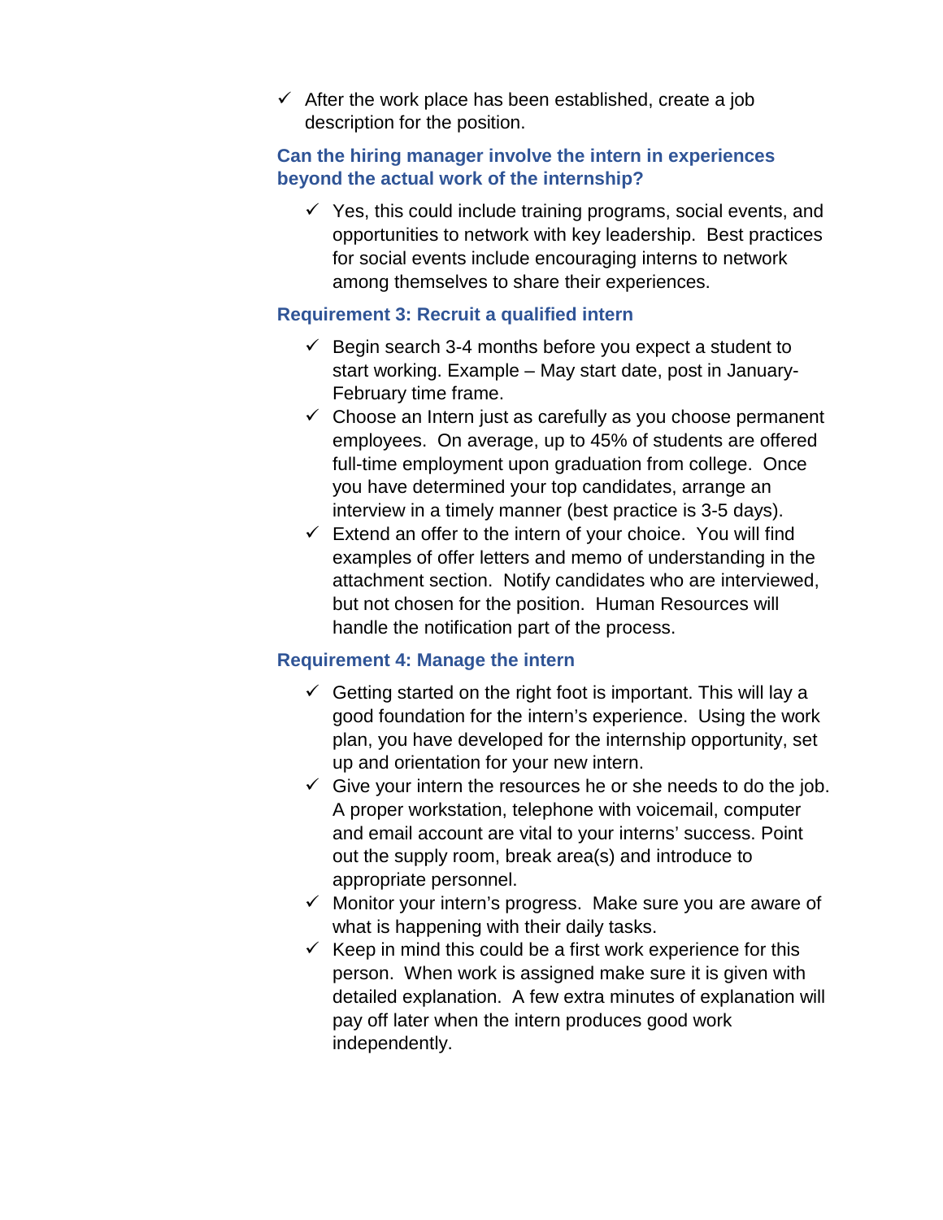- ✓ After the work place has been established, create a job description for the position.

### Can the hiring manager involve the intern in experiences beyond the actual work of the internship?

- ✓ Yes, this could include training programs, social events, and opportunities to network with key leadership. Best practices for social events include encouraging interns to network among themselves to share their experiences.

### Requirement 3: Recruit a qualified intern

- ✓ Begin search 3-4 months before you expect a student to start working. Example – May start date, post in January-February time frame.
- ✓ Choose an Intern just as carefully as you choose permanent employees. On average, up to 45% of students are offered full-time employment upon graduation from college. Once you have determined your top candidates, arrange an interview in a timely manner (best practice is 3-5 days).
- ✓ Extend an offer to the intern of your choice. You will find examples of offer letters and memo of understanding in the attachment section. Notify candidates who are interviewed, but not chosen for the position. Human Resources will handle the notification part of the process.

### Requirement 4: Manage the intern

- ✓ Getting started on the right foot is important. This will lay a good foundation for the intern's experience. Using the work plan, you have developed for the internship opportunity, set up and orientation for your new intern.
- ✓ Give your intern the resources he or she needs to do the job. A proper workstation, telephone with voicemail, computer and email account are vital to your interns' success. Point out the supply room, break area(s) and introduce to appropriate personnel.
- ✓ Monitor your intern's progress. Make sure you are aware of what is happening with their daily tasks.
- ✓ Keep in mind this could be a first work experience for this person. When work is assigned make sure it is given with detailed explanation. A few extra minutes of explanation will pay off later when the intern produces good work independently.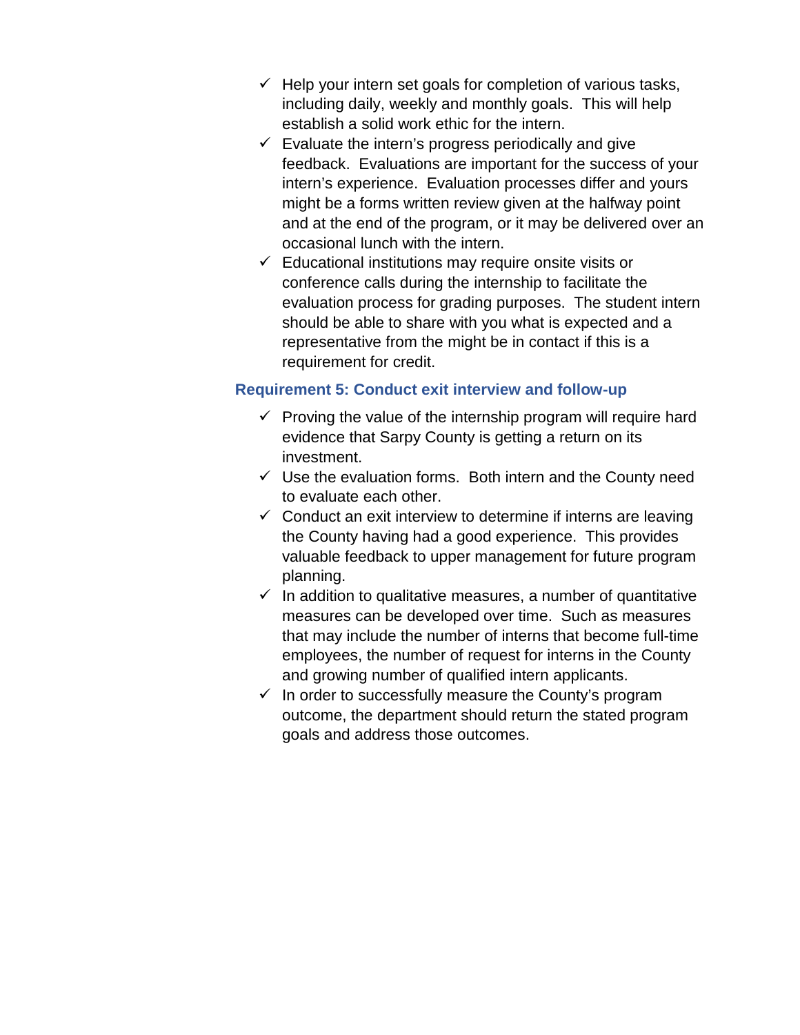- ✓ Help your intern set goals for completion of various tasks, including daily, weekly and monthly goals. This will help establish a solid work ethic for the intern.
- ✓ Evaluate the intern's progress periodically and give feedback. Evaluations are important for the success of your intern's experience. Evaluation processes differ and yours might be a forms written review given at the halfway point and at the end of the program, or it may be delivered over an occasional lunch with the intern.
- ✓ Educational institutions may require onsite visits or conference calls during the internship to facilitate the evaluation process for grading purposes. The student intern should be able to share with you what is expected and a representative from the might be in contact if this is a requirement for credit.

### Requirement 5: Conduct exit interview and follow-up

- ✓ Proving the value of the internship program will require hard evidence that Sarpy County is getting a return on its investment.
- ✓ Use the evaluation forms. Both intern and the County need to evaluate each other.
- ✓ Conduct an exit interview to determine if interns are leaving the County having had a good experience. This provides valuable feedback to upper management for future program planning.
- ✓ In addition to qualitative measures, a number of quantitative measures can be developed over time. Such as measures that may include the number of interns that become full-time employees, the number of request for interns in the County and growing number of qualified intern applicants.
- ✓ In order to successfully measure the County's program outcome, the department should return the stated program goals and address those outcomes.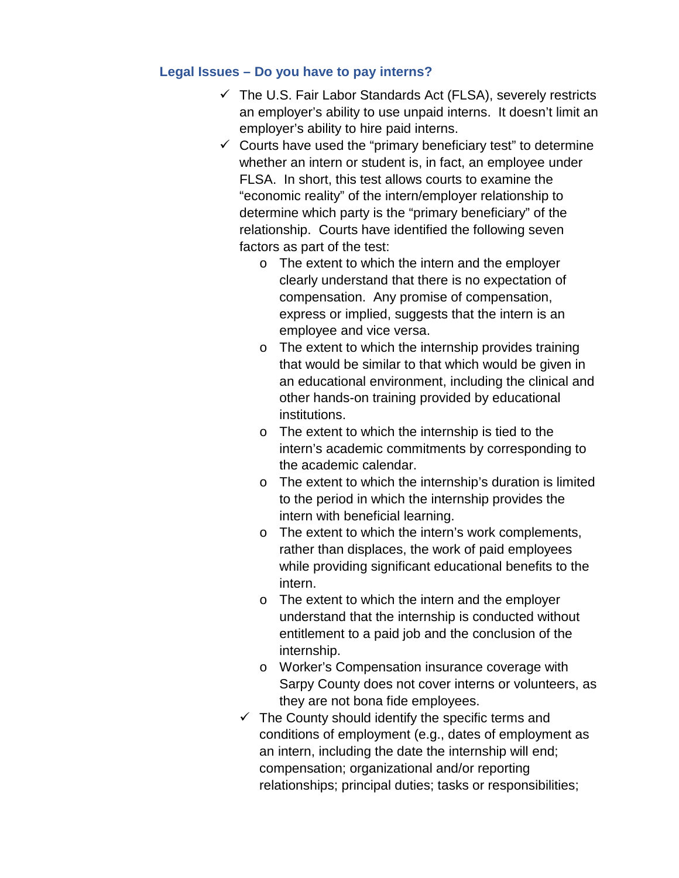### Legal Issues – Do you have to pay interns?

- ✓ The U.S. Fair Labor Standards Act (FLSA), severely restricts an employer's ability to use unpaid interns. It doesn't limit an employer's ability to hire paid interns.
- ✓ Courts have used the "primary beneficiary test" to determine whether an intern or student is, in fact, an employee under FLSA. In short, this test allows courts to examine the "economic reality" of the intern/employer relationship to determine which party is the "primary beneficiary" of the relationship. Courts have identified the following seven factors as part of the test:
  - The extent to which the intern and the employer clearly understand that there is no expectation of compensation. Any promise of compensation, express or implied, suggests that the intern is an employee and vice versa.
  - The extent to which the internship provides training that would be similar to that which would be given in an educational environment, including the clinical and other hands-on training provided by educational institutions.
  - The extent to which the internship is tied to the intern's academic commitments by corresponding to the academic calendar.
  - The extent to which the internship's duration is limited to the period in which the internship provides the intern with beneficial learning.
  - The extent to which the intern's work complements, rather than displaces, the work of paid employees while providing significant educational benefits to the intern.
  - The extent to which the intern and the employer understand that the internship is conducted without entitlement to a paid job and the conclusion of the internship.
  - Worker's Compensation insurance coverage with Sarpy County does not cover interns or volunteers, as they are not bona fide employees.
- ✓ The County should identify the specific terms and conditions of employment (e.g., dates of employment as an intern, including the date the internship will end; compensation; organizational and/or reporting relationships; principal duties; tasks or responsibilities;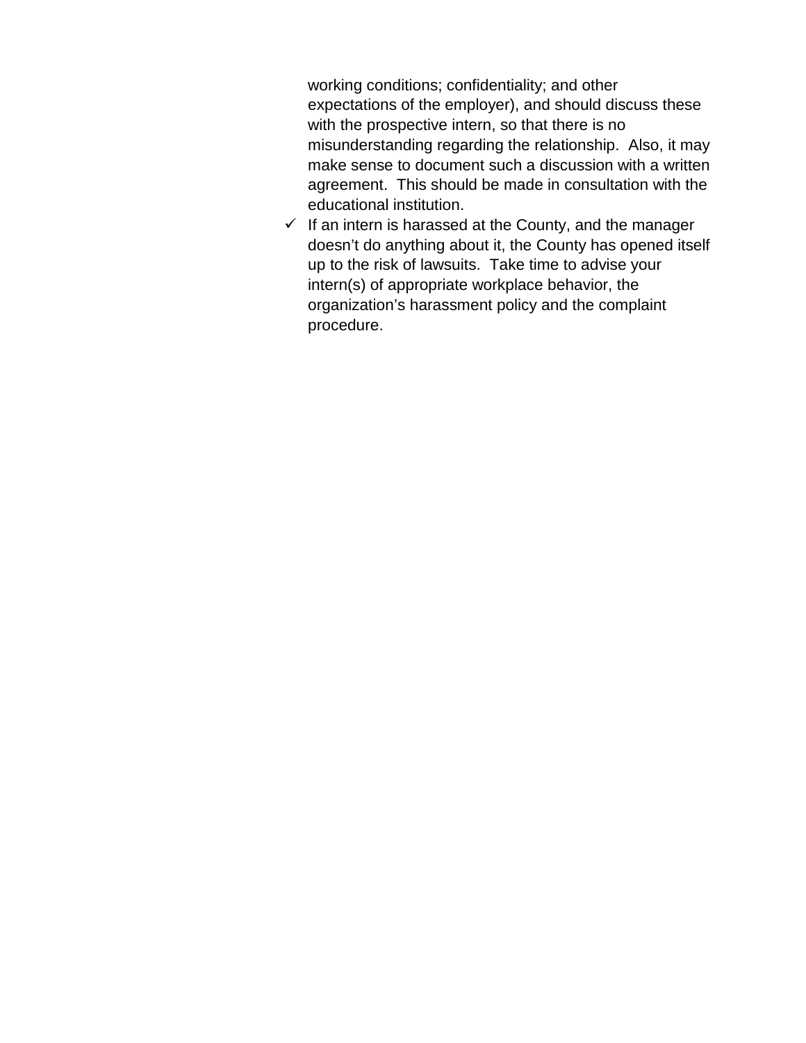working conditions; confidentiality; and other expectations of the employer), and should discuss these with the prospective intern, so that there is no misunderstanding regarding the relationship. Also, it may make sense to document such a discussion with a written agreement. This should be made in consultation with the educational institution.

- ✓ If an intern is harassed at the County, and the manager doesn't do anything about it, the County has opened itself up to the risk of lawsuits. Take time to advise your intern(s) of appropriate workplace behavior, the organization's harassment policy and the complaint procedure.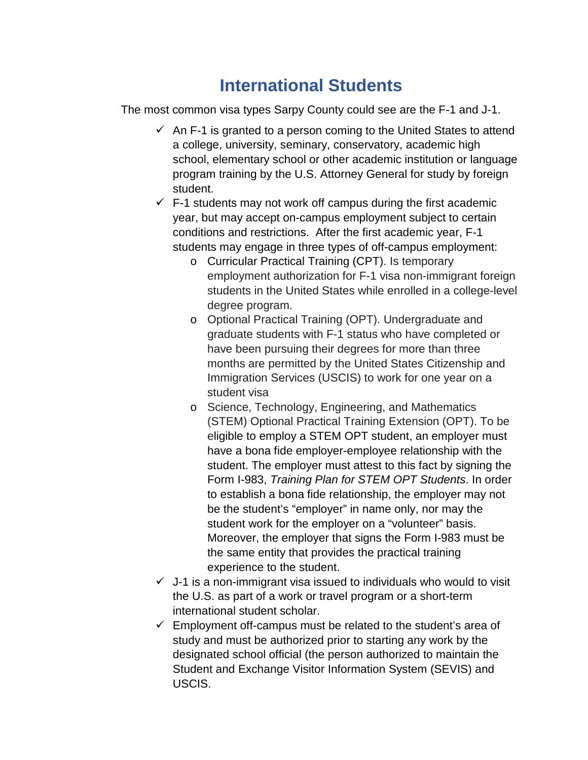# International Students

The most common visa types Sarpy County could see are the F-1 and J-1.

- An F-1 is granted to a person coming to the United States to attend a college, university, seminary, conservatory, academic high school, elementary school or other academic institution or language program training by the U.S. Attorney General for study by foreign student.
- F-1 students may not work off campus during the first academic year, but may accept on-campus employment subject to certain conditions and restrictions. After the first academic year, F-1 students may engage in three types of off-campus employment:
  - Curricular Practical Training (CPT). Is temporary employment authorization for F-1 visa non-immigrant foreign students in the United States while enrolled in a college-level degree program.
  - Optional Practical Training (OPT). Undergraduate and graduate students with F-1 status who have completed or have been pursuing their degrees for more than three months are permitted by the United States Citizenship and Immigration Services (USCIS) to work for one year on a student visa
  - Science, Technology, Engineering, and Mathematics (STEM) Optional Practical Training Extension (OPT). To be eligible to employ a STEM OPT student, an employer must have a bona fide employer-employee relationship with the student. The employer must attest to this fact by signing the Form I-983, *Training Plan for STEM OPT Students*. In order to establish a bona fide relationship, the employer may not be the student's "employer" in name only, nor may the student work for the employer on a "volunteer" basis. Moreover, the employer that signs the Form I-983 must be the same entity that provides the practical training experience to the student.
- J-1 is a non-immigrant visa issued to individuals who would to visit the U.S. as part of a work or travel program or a short-term international student scholar.
- Employment off-campus must be related to the student's area of study and must be authorized prior to starting any work by the designated school official (the person authorized to maintain the Student and Exchange Visitor Information System (SEVIS) and USCIS.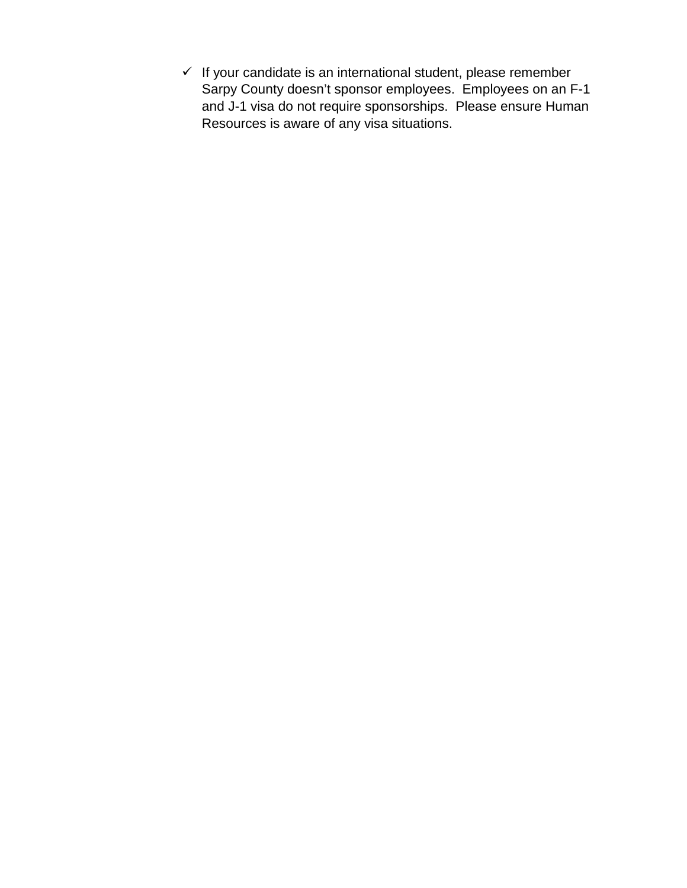- ✓ If your candidate is an international student, please remember Sarpy County doesn't sponsor employees. Employees on an F-1 and J-1 visa do not require sponsorships. Please ensure Human Resources is aware of any visa situations.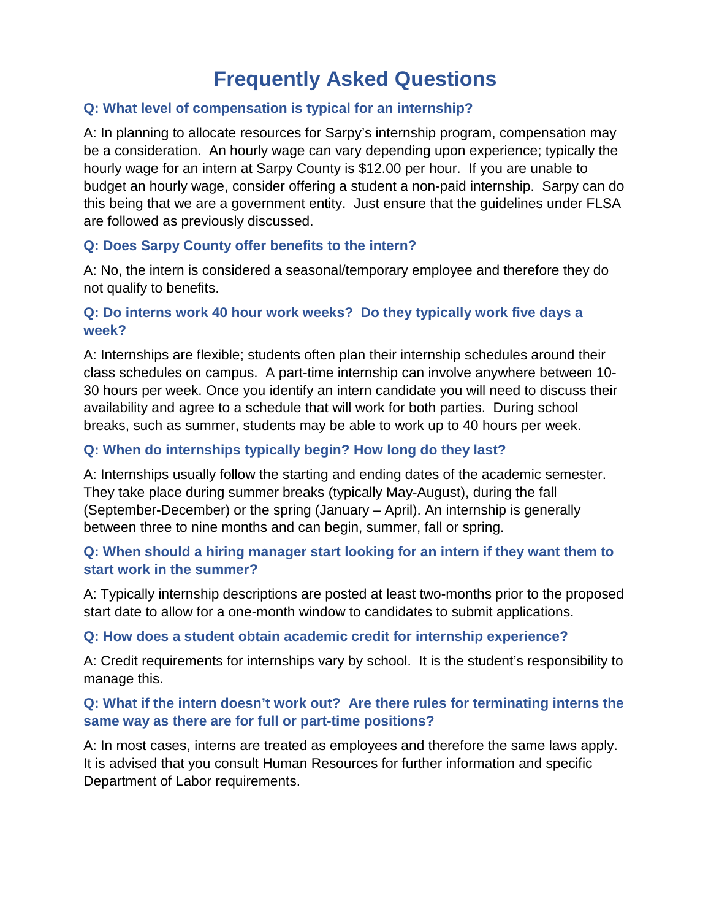# Frequently Asked Questions

### Q: What level of compensation is typical for an internship?

A: In planning to allocate resources for Sarpy's internship program, compensation may be a consideration. An hourly wage can vary depending upon experience; typically the hourly wage for an intern at Sarpy County is $12.00 per hour. If you are unable to budget an hourly wage, consider offering a student a non-paid internship. Sarpy can do this being that we are a government entity. Just ensure that the guidelines under FLSA are followed as previously discussed.

### Q: Does Sarpy County offer benefits to the intern?

A: No, the intern is considered a seasonal/temporary employee and therefore they do not qualify to benefits.

### Q: Do interns work 40 hour work weeks? Do they typically work five days a week?

A: Internships are flexible; students often plan their internship schedules around their class schedules on campus. A part-time internship can involve anywhere between 10-30 hours per week. Once you identify an intern candidate you will need to discuss their availability and agree to a schedule that will work for both parties. During school breaks, such as summer, students may be able to work up to 40 hours per week.

### Q: When do internships typically begin? How long do they last?

A: Internships usually follow the starting and ending dates of the academic semester. They take place during summer breaks (typically May-August), during the fall (September-December) or the spring (January – April). An internship is generally between three to nine months and can begin, summer, fall or spring.

### Q: When should a hiring manager start looking for an intern if they want them to start work in the summer?

A: Typically internship descriptions are posted at least two-months prior to the proposed start date to allow for a one-month window to candidates to submit applications.

### Q: How does a student obtain academic credit for internship experience?

A: Credit requirements for internships vary by school. It is the student's responsibility to manage this.

### Q: What if the intern doesn't work out? Are there rules for terminating interns the same way as there are for full or part-time positions?

A: In most cases, interns are treated as employees and therefore the same laws apply. It is advised that you consult Human Resources for further information and specific Department of Labor requirements.